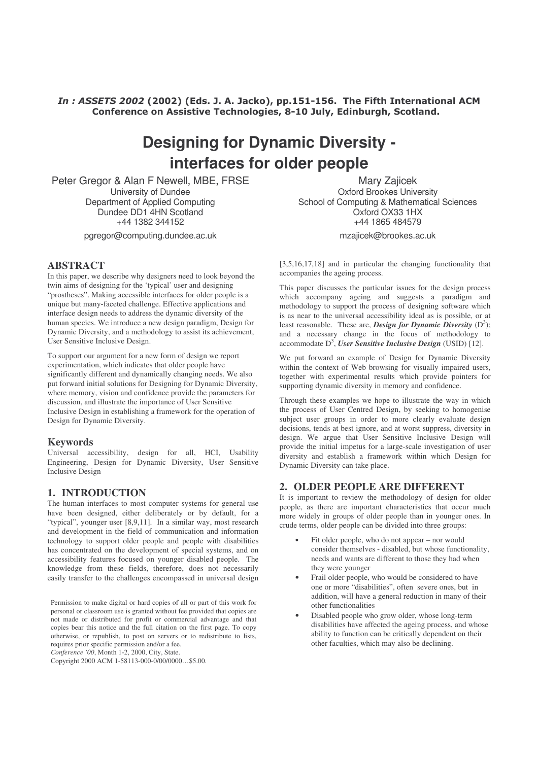***In : ASSETS 2002* (2002) (Eds. J. A. Jacko), pp.151-156. The Fifth International ACM Conference on Assistive Technologies, 8-10 July, Edinburgh, Scotland.**

# Designing for Dynamic Diversity - interfaces for older people

Peter Gregor & Alan F Newell, MBE, FRSE
University of Dundee
Department of Applied Computing
Dundee DD1 4HN Scotland
+44 1382 344152
pgregor@computing.dundee.ac.uk

Mary Zajicek
Oxford Brookes University
School of Computing & Mathematical Sciences
Oxford OX33 1HX
+44 1865 484579
mzajicek@brookes.ac.uk

## ABSTRACT

In this paper, we describe why designers need to look beyond the twin aims of designing for the 'typical' user and designing "prostheses". Making accessible interfaces for older people is a unique but many-faceted challenge. Effective applications and interface design needs to address the dynamic diversity of the human species. We introduce a new design paradigm, Design for Dynamic Diversity, and a methodology to assist its achievement, User Sensitive Inclusive Design.

To support our argument for a new form of design we report experimentation, which indicates that older people have significantly different and dynamically changing needs. We also put forward initial solutions for Designing for Dynamic Diversity, where memory, vision and confidence provide the parameters for discussion, and illustrate the importance of User Sensitive Inclusive Design in establishing a framework for the operation of Design for Dynamic Diversity.

### Keywords

Universal accessibility, design for all, HCI, Usability Engineering, Design for Dynamic Diversity, User Sensitive Inclusive Design

## 1. INTRODUCTION

The human interfaces to most computer systems for general use have been designed, either deliberately or by default, for a "typical", younger user [8,9,11]. In a similar way, most research and development in the field of communication and information technology to support older people and people with disabilities has concentrated on the development of special systems, and on accessibility features focused on younger disabled people. The knowledge from these fields, therefore, does not necessarily easily transfer to the challenges encompassed in universal design [3,5,16,17,18] and in particular the changing functionality that accompanies the ageing process.

This paper discusses the particular issues for the design process which accompany ageing and suggests a paradigm and methodology to support the process of designing software which is as near to the universal accessibility ideal as is possible, or at least reasonable. These are, ***Design for Dynamic Diversity*** ($D^3$); and a necessary change in the focus of methodology to accommodate $D^3$, ***User Sensitive Inclusive Design*** (USID) [12].

We put forward an example of Design for Dynamic Diversity within the context of Web browsing for visually impaired users, together with experimental results which provide pointers for supporting dynamic diversity in memory and confidence.

Through these examples we hope to illustrate the way in which the process of User Centred Design, by seeking to homogenise subject user groups in order to more clearly evaluate design decisions, tends at best ignore, and at worst suppress, diversity in design. We argue that User Sensitive Inclusive Design will provide the initial impetus for a large-scale investigation of user diversity and establish a framework within which Design for Dynamic Diversity can take place.

## 2. OLDER PEOPLE ARE DIFFERENT

It is important to review the methodology of design for older people, as there are important characteristics that occur much more widely in groups of older people than in younger ones. In crude terms, older people can be divided into three groups:

- Fit older people, who do not appear – nor would consider themselves - disabled, but whose functionality, needs and wants are different to those they had when they were younger
- Frail older people, who would be considered to have one or more "disabilities", often severe ones, but in addition, will have a general reduction in many of their other functionalities
- Disabled people who grow older, whose long-term disabilities have affected the ageing process, and whose ability to function can be critically dependent on their other faculties, which may also be declining.

Permission to make digital or hard copies of all or part of this work for personal or classroom use is granted without fee provided that copies are not made or distributed for profit or commercial advantage and that copies bear this notice and the full citation on the first page. To copy otherwise, or republish, to post on servers or to redistribute to lists, requires prior specific permission and/or a fee.
*Conference '00*, Month 1-2, 2000, City, State.
Copyright 2000 ACM 1-58113-000-0/00/0000…$5.00.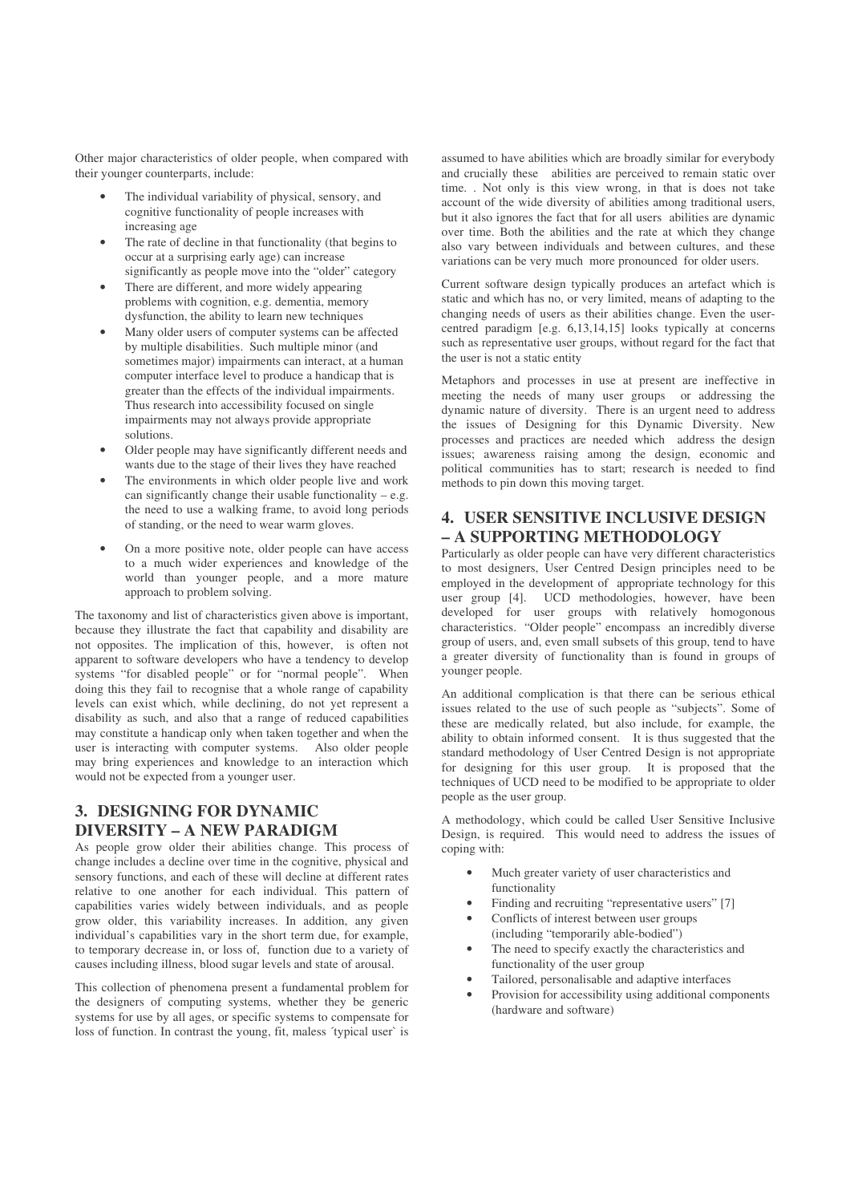Other major characteristics of older people, when compared with their younger counterparts, include:

- The individual variability of physical, sensory, and cognitive functionality of people increases with increasing age
- The rate of decline in that functionality (that begins to occur at a surprising early age) can increase significantly as people move into the "older" category
- There are different, and more widely appearing problems with cognition, e.g. dementia, memory dysfunction, the ability to learn new techniques
- Many older users of computer systems can be affected by multiple disabilities. Such multiple minor (and sometimes major) impairments can interact, at a human computer interface level to produce a handicap that is greater than the effects of the individual impairments. Thus research into accessibility focused on single impairments may not always provide appropriate solutions.
- Older people may have significantly different needs and wants due to the stage of their lives they have reached
- The environments in which older people live and work can significantly change their usable functionality – e.g. the need to use a walking frame, to avoid long periods of standing, or the need to wear warm gloves.
- On a more positive note, older people can have access to a much wider experiences and knowledge of the world than younger people, and a more mature approach to problem solving.

The taxonomy and list of characteristics given above is important, because they illustrate the fact that capability and disability are not opposites. The implication of this, however, is often not apparent to software developers who have a tendency to develop systems "for disabled people" or for "normal people". When doing this they fail to recognise that a whole range of capability levels can exist which, while declining, do not yet represent a disability as such, and also that a range of reduced capabilities may constitute a handicap only when taken together and when the user is interacting with computer systems. Also older people may bring experiences and knowledge to an interaction which would not be expected from a younger user.

## 3. DESIGNING FOR DYNAMIC DIVERSITY – A NEW PARADIGM

As people grow older their abilities change. This process of change includes a decline over time in the cognitive, physical and sensory functions, and each of these will decline at different rates relative to one another for each individual. This pattern of capabilities varies widely between individuals, and as people grow older, this variability increases. In addition, any given individual's capabilities vary in the short term due, for example, to temporary decrease in, or loss of, function due to a variety of causes including illness, blood sugar levels and state of arousal.

This collection of phenomena present a fundamental problem for the designers of computing systems, whether they be generic systems for use by all ages, or specific systems to compensate for loss of function. In contrast the young, fit, maless ´typical user` is assumed to have abilities which are broadly similar for everybody and crucially these abilities are perceived to remain static over time. . Not only is this view wrong, in that is does not take account of the wide diversity of abilities among traditional users, but it also ignores the fact that for all users abilities are dynamic over time. Both the abilities and the rate at which they change also vary between individuals and between cultures, and these variations can be very much more pronounced for older users.

Current software design typically produces an artefact which is static and which has no, or very limited, means of adapting to the changing needs of users as their abilities change. Even the user-centred paradigm [e.g. 6,13,14,15] looks typically at concerns such as representative user groups, without regard for the fact that the user is not a static entity

Metaphors and processes in use at present are ineffective in meeting the needs of many user groups or addressing the dynamic nature of diversity. There is an urgent need to address the issues of Designing for this Dynamic Diversity. New processes and practices are needed which address the design issues; awareness raising among the design, economic and political communities has to start; research is needed to find methods to pin down this moving target.

## 4. USER SENSITIVE INCLUSIVE DESIGN – A SUPPORTING METHODOLOGY

Particularly as older people can have very different characteristics to most designers, User Centred Design principles need to be employed in the development of appropriate technology for this user group [4]. UCD methodologies, however, have been developed for user groups with relatively homogonous characteristics. "Older people" encompass an incredibly diverse group of users, and, even small subsets of this group, tend to have a greater diversity of functionality than is found in groups of younger people.

An additional complication is that there can be serious ethical issues related to the use of such people as "subjects". Some of these are medically related, but also include, for example, the ability to obtain informed consent. It is thus suggested that the standard methodology of User Centred Design is not appropriate for designing for this user group. It is proposed that the techniques of UCD need to be modified to be appropriate to older people as the user group.

A methodology, which could be called User Sensitive Inclusive Design, is required. This would need to address the issues of coping with:

- Much greater variety of user characteristics and functionality
- Finding and recruiting "representative users" [7]
- Conflicts of interest between user groups (including "temporarily able-bodied")
- The need to specify exactly the characteristics and functionality of the user group
- Tailored, personalisable and adaptive interfaces
- Provision for accessibility using additional components (hardware and software)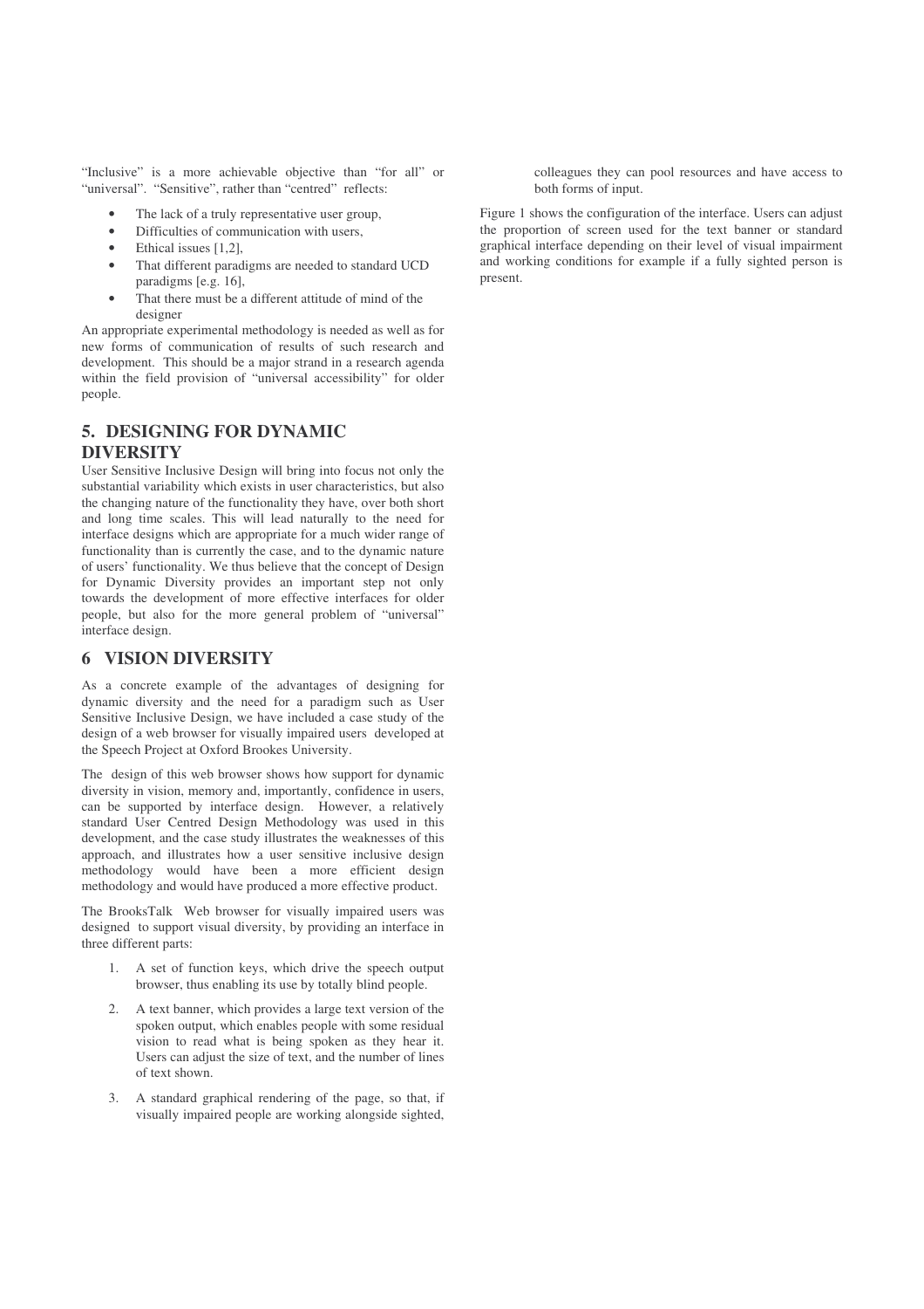"Inclusive" is a more achievable objective than "for all" or "universal". "Sensitive", rather than "centred" reflects:

- The lack of a truly representative user group,
- Difficulties of communication with users,
- Ethical issues [1,2],
- That different paradigms are needed to standard UCD paradigms [e.g. 16],
- That there must be a different attitude of mind of the designer

An appropriate experimental methodology is needed as well as for new forms of communication of results of such research and development. This should be a major strand in a research agenda within the field provision of "universal accessibility" for older people.

## 5. DESIGNING FOR DYNAMIC DIVERSITY

User Sensitive Inclusive Design will bring into focus not only the substantial variability which exists in user characteristics, but also the changing nature of the functionality they have, over both short and long time scales. This will lead naturally to the need for interface designs which are appropriate for a much wider range of functionality than is currently the case, and to the dynamic nature of users' functionality. We thus believe that the concept of Design for Dynamic Diversity provides an important step not only towards the development of more effective interfaces for older people, but also for the more general problem of "universal" interface design.

## 6 VISION DIVERSITY

As a concrete example of the advantages of designing for dynamic diversity and the need for a paradigm such as User Sensitive Inclusive Design, we have included a case study of the design of a web browser for visually impaired users developed at the Speech Project at Oxford Brookes University.

The design of this web browser shows how support for dynamic diversity in vision, memory and, importantly, confidence in users, can be supported by interface design. However, a relatively standard User Centred Design Methodology was used in this development, and the case study illustrates the weaknesses of this approach, and illustrates how a user sensitive inclusive design methodology would have been a more efficient design methodology and would have produced a more effective product.

The BrooksTalk Web browser for visually impaired users was designed to support visual diversity, by providing an interface in three different parts:

1. A set of function keys, which drive the speech output browser, thus enabling its use by totally blind people.
2. A text banner, which provides a large text version of the spoken output, which enables people with some residual vision to read what is being spoken as they hear it. Users can adjust the size of text, and the number of lines of text shown.
3. A standard graphical rendering of the page, so that, if visually impaired people are working alongside sighted, colleagues they can pool resources and have access to both forms of input.

Figure 1 shows the configuration of the interface. Users can adjust the proportion of screen used for the text banner or standard graphical interface depending on their level of visual impairment and working conditions for example if a fully sighted person is present.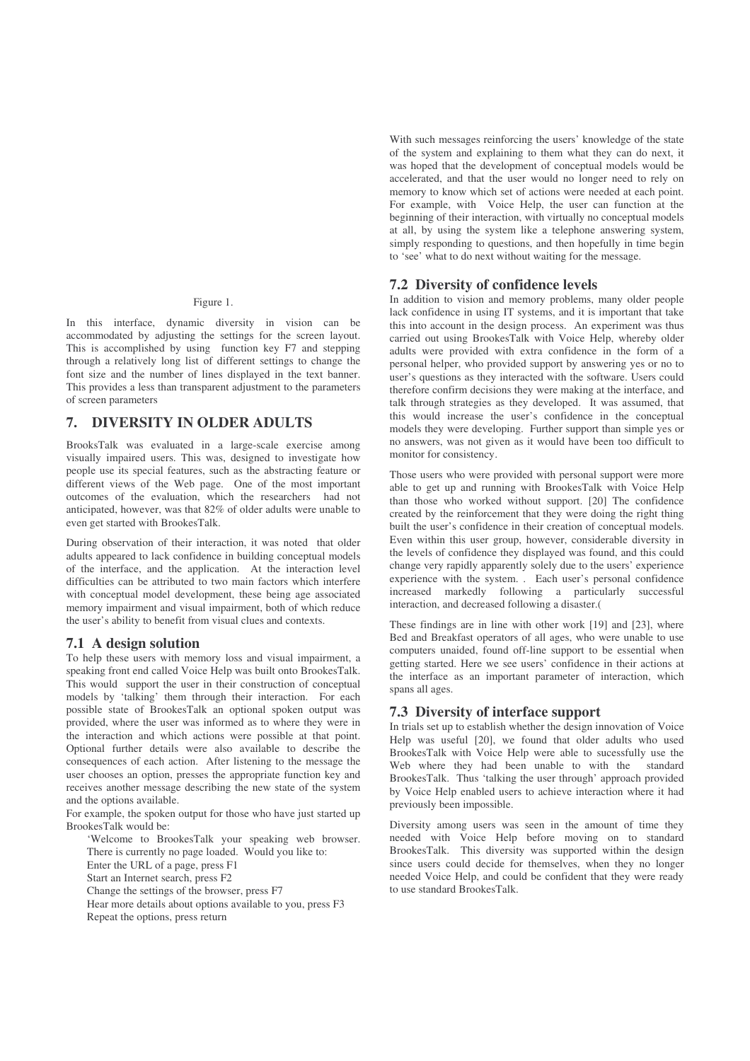Figure 1.

In this interface, dynamic diversity in vision can be accommodated by adjusting the settings for the screen layout. This is accomplished by using function key F7 and stepping through a relatively long list of different settings to change the font size and the number of lines displayed in the text banner. This provides a less than transparent adjustment to the parameters of screen parameters

## 7. DIVERSITY IN OLDER ADULTS

BrooksTalk was evaluated in a large-scale exercise among visually impaired users. This was, designed to investigate how people use its special features, such as the abstracting feature or different views of the Web page. One of the most important outcomes of the evaluation, which the researchers had not anticipated, however, was that 82% of older adults were unable to even get started with BrookesTalk.

During observation of their interaction, it was noted that older adults appeared to lack confidence in building conceptual models of the interface, and the application. At the interaction level difficulties can be attributed to two main factors which interfere with conceptual model development, these being age associated memory impairment and visual impairment, both of which reduce the user's ability to benefit from visual clues and contexts.

### 7.1 A design solution

To help these users with memory loss and visual impairment, a speaking front end called Voice Help was built onto BrookesTalk. This would support the user in their construction of conceptual models by 'talking' them through their interaction. For each possible state of BrookesTalk an optional spoken output was provided, where the user was informed as to where they were in the interaction and which actions were possible at that point. Optional further details were also available to describe the consequences of each action. After listening to the message the user chooses an option, presses the appropriate function key and receives another message describing the new state of the system and the options available.

For example, the spoken output for those who have just started up BrookesTalk would be:

'Welcome to BrookesTalk your speaking web browser. There is currently no page loaded. Would you like to:
Enter the URL of a page, press F1
Start an Internet search, press F2
Change the settings of the browser, press F7
Hear more details about options available to you, press F3
Repeat the options, press return

With such messages reinforcing the users' knowledge of the state of the system and explaining to them what they can do next, it was hoped that the development of conceptual models would be accelerated, and that the user would no longer need to rely on memory to know which set of actions were needed at each point. For example, with Voice Help, the user can function at the beginning of their interaction, with virtually no conceptual models at all, by using the system like a telephone answering system, simply responding to questions, and then hopefully in time begin to 'see' what to do next without waiting for the message.

### 7.2 Diversity of confidence levels

In addition to vision and memory problems, many older people lack confidence in using IT systems, and it is important that take this into account in the design process. An experiment was thus carried out using BrookesTalk with Voice Help, whereby older adults were provided with extra confidence in the form of a personal helper, who provided support by answering yes or no to user's questions as they interacted with the software. Users could therefore confirm decisions they were making at the interface, and talk through strategies as they developed. It was assumed, that this would increase the user's confidence in the conceptual models they were developing. Further support than simple yes or no answers, was not given as it would have been too difficult to monitor for consistency.

Those users who were provided with personal support were more able to get up and running with BrookesTalk with Voice Help than those who worked without support. [20] The confidence created by the reinforcement that they were doing the right thing built the user's confidence in their creation of conceptual models. Even within this user group, however, considerable diversity in the levels of confidence they displayed was found, and this could change very rapidly apparently solely due to the users' experience experience with the system. . Each user's personal confidence increased markedly following a particularly successful interaction, and decreased following a disaster.(

These findings are in line with other work [19] and [23], where Bed and Breakfast operators of all ages, who were unable to use computers unaided, found off-line support to be essential when getting started. Here we see users' confidence in their actions at the interface as an important parameter of interaction, which spans all ages.

### 7.3 Diversity of interface support

In trials set up to establish whether the design innovation of Voice Help was useful [20], we found that older adults who used BrookesTalk with Voice Help were able to sucessfully use the Web where they had been unable to with the standard BrookesTalk. Thus 'talking the user through' approach provided by Voice Help enabled users to achieve interaction where it had previously been impossible.

Diversity among users was seen in the amount of time they needed with Voice Help before moving on to standard BrookesTalk. This diversity was supported within the design since users could decide for themselves, when they no longer needed Voice Help, and could be confident that they were ready to use standard BrookesTalk.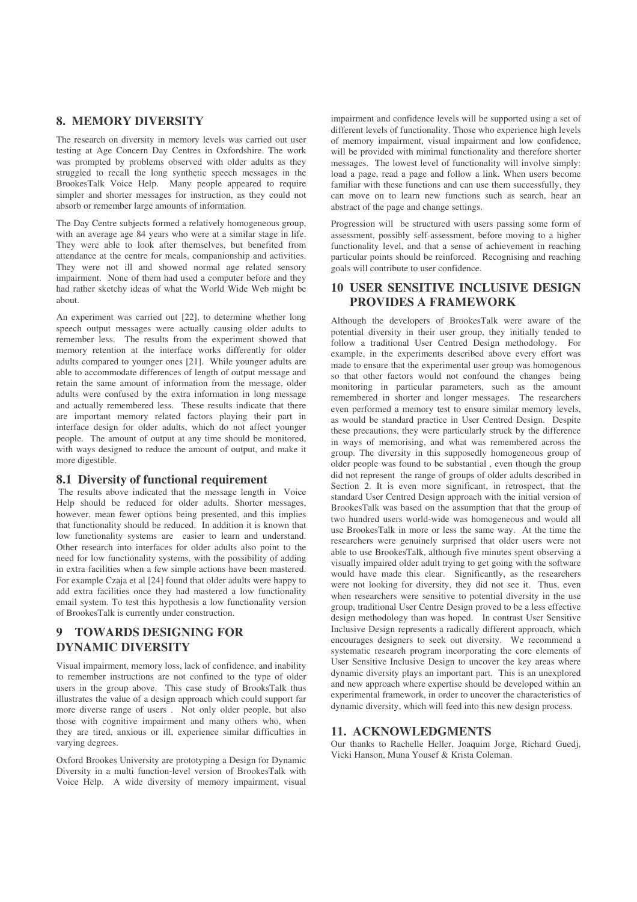## 8. MEMORY DIVERSITY

The research on diversity in memory levels was carried out user testing at Age Concern Day Centres in Oxfordshire. The work was prompted by problems observed with older adults as they struggled to recall the long synthetic speech messages in the BrookesTalk Voice Help. Many people appeared to require simpler and shorter messages for instruction, as they could not absorb or remember large amounts of information.

The Day Centre subjects formed a relatively homogeneous group, with an average age 84 years who were at a similar stage in life. They were able to look after themselves, but benefited from attendance at the centre for meals, companionship and activities. They were not ill and showed normal age related sensory impairment. None of them had used a computer before and they had rather sketchy ideas of what the World Wide Web might be about.

An experiment was carried out [22], to determine whether long speech output messages were actually causing older adults to remember less. The results from the experiment showed that memory retention at the interface works differently for older adults compared to younger ones [21]. While younger adults are able to accommodate differences of length of output message and retain the same amount of information from the message, older adults were confused by the extra information in long message and actually remembered less. These results indicate that there are important memory related factors playing their part in interface design for older adults, which do not affect younger people. The amount of output at any time should be monitored, with ways designed to reduce the amount of output, and make it more digestible.

### 8.1 Diversity of functional requirement

The results above indicated that the message length in Voice Help should be reduced for older adults. Shorter messages, however, mean fewer options being presented, and this implies that functionality should be reduced. In addition it is known that low functionality systems are easier to learn and understand. Other research into interfaces for older adults also point to the need for low functionality systems, with the possibility of adding in extra facilities when a few simple actions have been mastered. For example Czaja et al [24] found that older adults were happy to add extra facilities once they had mastered a low functionality email system. To test this hypothesis a low functionality version of BrookesTalk is currently under construction.

## 9 TOWARDS DESIGNING FOR DYNAMIC DIVERSITY

Visual impairment, memory loss, lack of confidence, and inability to remember instructions are not confined to the type of older users in the group above. This case study of BrooksTalk thus illustrates the value of a design approach which could support far more diverse range of users . Not only older people, but also those with cognitive impairment and many others who, when they are tired, anxious or ill, experience similar difficulties in varying degrees.

Oxford Brookes University are prototyping a Design for Dynamic Diversity in a multi function-level version of BrookesTalk with Voice Help. A wide diversity of memory impairment, visual impairment and confidence levels will be supported using a set of different levels of functionality. Those who experience high levels of memory impairment, visual impairment and low confidence, will be provided with minimal functionality and therefore shorter messages. The lowest level of functionality will involve simply: load a page, read a page and follow a link. When users become familiar with these functions and can use them successfully, they can move on to learn new functions such as search, hear an abstract of the page and change settings.

Progression will be structured with users passing some form of assessment, possibly self-assessment, before moving to a higher functionality level, and that a sense of achievement in reaching particular points should be reinforced. Recognising and reaching goals will contribute to user confidence.

## 10 USER SENSITIVE INCLUSIVE DESIGN PROVIDES A FRAMEWORK

Although the developers of BrookesTalk were aware of the potential diversity in their user group, they initially tended to follow a traditional User Centred Design methodology. For example, in the experiments described above every effort was made to ensure that the experimental user group was homogenous so that other factors would not confound the changes being monitoring in particular parameters, such as the amount remembered in shorter and longer messages. The researchers even performed a memory test to ensure similar memory levels, as would be standard practice in User Centred Design. Despite these precautions, they were particularly struck by the difference in ways of memorising, and what was remembered across the group. The diversity in this supposedly homogeneous group of older people was found to be substantial , even though the group did not represent the range of groups of older adults described in Section 2. It is even more significant, in retrospect, that the standard User Centred Design approach with the initial version of BrookesTalk was based on the assumption that that the group of two hundred users world-wide was homogeneous and would all use BrookesTalk in more or less the same way. At the time the researchers were genuinely surprised that older users were not able to use BrookesTalk, although five minutes spent observing a visually impaired older adult trying to get going with the software would have made this clear. Significantly, as the researchers were not looking for diversity, they did not see it. Thus, even when researchers were sensitive to potential diversity in the use group, traditional User Centre Design proved to be a less effective design methodology than was hoped. In contrast User Sensitive Inclusive Design represents a radically different approach, which encourages designers to seek out diversity. We recommend a systematic research program incorporating the core elements of User Sensitive Inclusive Design to uncover the key areas where dynamic diversity plays an important part. This is an unexplored and new approach where expertise should be developed within an experimental framework, in order to uncover the characteristics of dynamic diversity, which will feed into this new design process.

## 11. ACKNOWLEDGMENTS

Our thanks to Rachelle Heller, Joaquim Jorge, Richard Guedj, Vicki Hanson, Muna Yousef & Krista Coleman.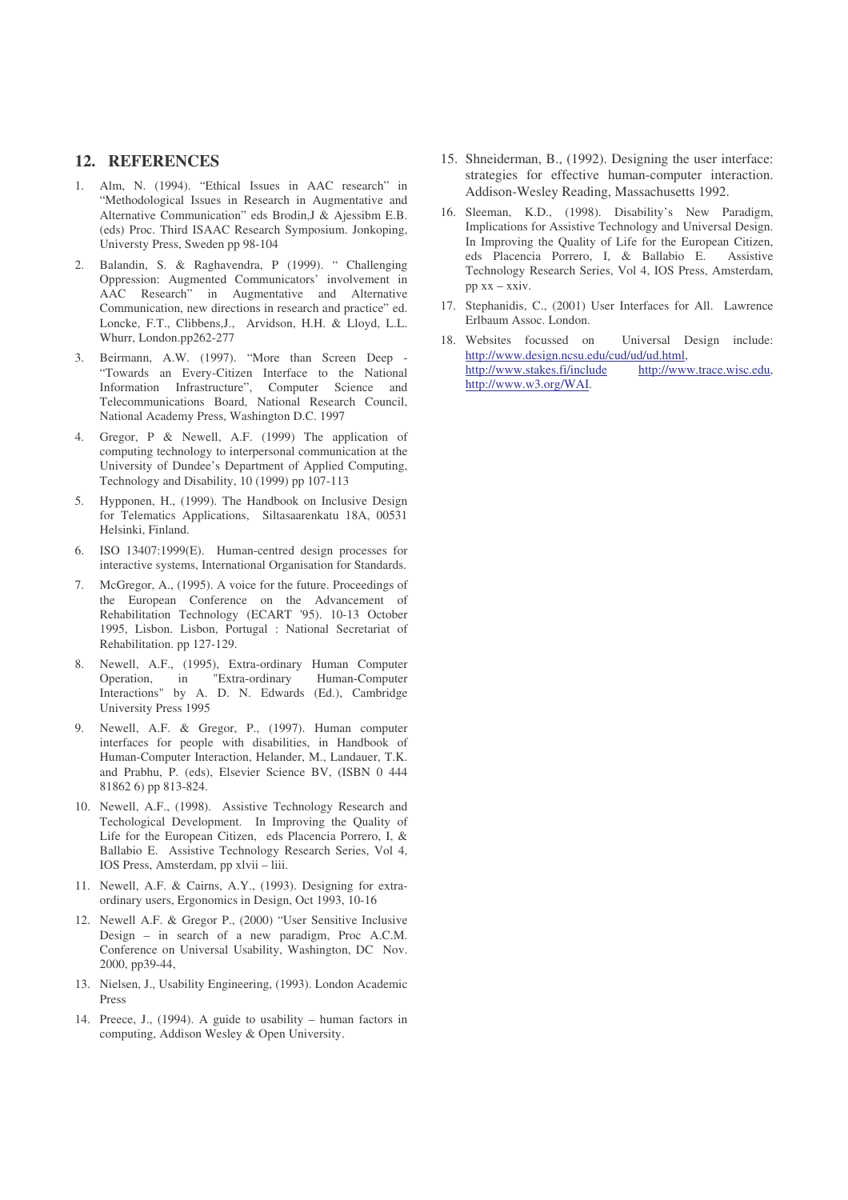## 12. REFERENCES

1. Alm, N. (1994). "Ethical Issues in AAC research" in "Methodological Issues in Research in Augmentative and Alternative Communication" eds Brodin,J & Ajessibm E.B. (eds) Proc. Third ISAAC Research Symposium. Jonkoping, Universty Press, Sweden pp 98-104
2. Balandin, S. & Raghavendra, P (1999). " Challenging Oppression: Augmented Communicators' involvement in AAC Research" in Augmentative and Alternative Communication, new directions in research and practice" ed. Loncke, F.T., Clibbens,J., Arvidson, H.H. & Lloyd, L.L. Whurr, London.pp262-277
3. Beirmann, A.W. (1997). "More than Screen Deep - "Towards an Every-Citizen Interface to the National Information Infrastructure", Computer Science and Telecommunications Board, National Research Council, National Academy Press, Washington D.C. 1997
4. Gregor, P & Newell, A.F. (1999) The application of computing technology to interpersonal communication at the University of Dundee's Department of Applied Computing, Technology and Disability, 10 (1999) pp 107-113
5. Hypponen, H., (1999). The Handbook on Inclusive Design for Telematics Applications, Siltasaarenkatu 18A, 00531 Helsinki, Finland.
6. ISO 13407:1999(E). Human-centred design processes for interactive systems, International Organisation for Standards.
7. McGregor, A., (1995). A voice for the future. Proceedings of the European Conference on the Advancement of Rehabilitation Technology (ECART '95). 10-13 October 1995, Lisbon. Lisbon, Portugal : National Secretariat of Rehabilitation. pp 127-129.
8. Newell, A.F., (1995), Extra-ordinary Human Computer Operation, in "Extra-ordinary Human-Computer Interactions" by A. D. N. Edwards (Ed.), Cambridge University Press 1995
9. Newell, A.F. & Gregor, P., (1997). Human computer interfaces for people with disabilities, in Handbook of Human-Computer Interaction, Helander, M., Landauer, T.K. and Prabhu, P. (eds), Elsevier Science BV, (ISBN 0 444 81862 6) pp 813-824.
10. Newell, A.F., (1998). Assistive Technology Research and Techological Development. In Improving the Quality of Life for the European Citizen, eds Placencia Porrero, I, & Ballabio E. Assistive Technology Research Series, Vol 4, IOS Press, Amsterdam, pp xlvii – liii.
11. Newell, A.F. & Cairns, A.Y., (1993). Designing for extra-ordinary users, Ergonomics in Design, Oct 1993, 10-16
12. Newell A.F. & Gregor P., (2000) "User Sensitive Inclusive Design – in search of a new paradigm, Proc A.C.M. Conference on Universal Usability, Washington, DC Nov. 2000, pp39-44,
13. Nielsen, J., Usability Engineering, (1993). London Academic Press
14. Preece, J., (1994). A guide to usability – human factors in computing, Addison Wesley & Open University.
15. Shneiderman, B., (1992). Designing the user interface: strategies for effective human-computer interaction. Addison-Wesley Reading, Massachusetts 1992.
16. Sleeman, K.D., (1998). Disability's New Paradigm, Implications for Assistive Technology and Universal Design. In Improving the Quality of Life for the European Citizen, eds Placencia Porrero, I, & Ballabio E. Assistive Technology Research Series, Vol 4, IOS Press, Amsterdam, pp xx – xxiv.
17. Stephanidis, C., (2001) User Interfaces for All. Lawrence Erlbaum Assoc. London.
18. Websites focussed on Universal Design include: http://www.design.ncsu.edu/cud/ud/ud.html, http://www.stakes.fi/include http://www.trace.wisc.edu, http://www.w3.org/WAI.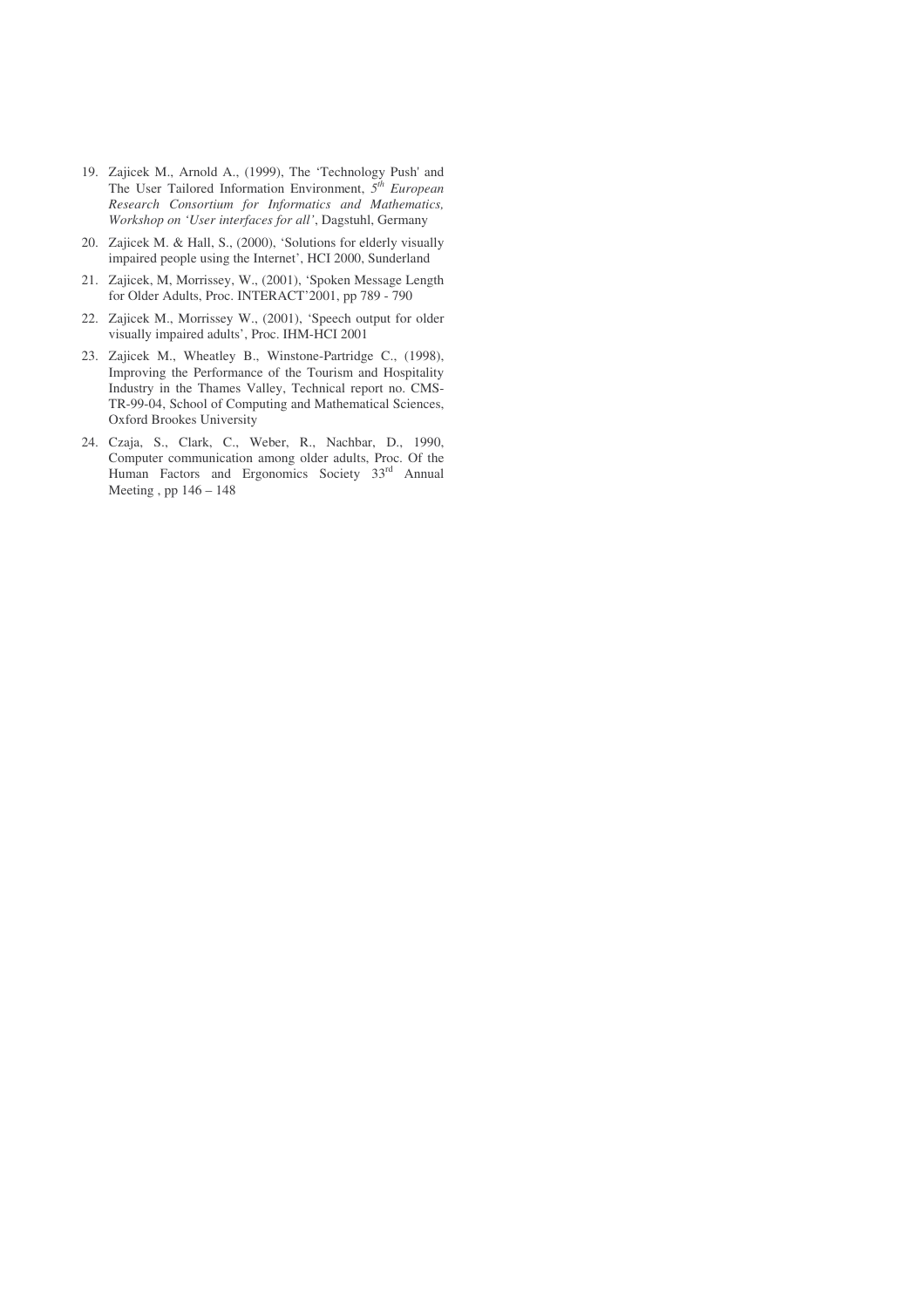19. Zajicek M., Arnold A., (1999), The 'Technology Push' and The User Tailored Information Environment, *5th European Research Consortium for Informatics and Mathematics, Workshop on 'User interfaces for all'*, Dagstuhl, Germany

20. Zajicek M. & Hall, S., (2000), 'Solutions for elderly visually impaired people using the Internet', HCI 2000, Sunderland

21. Zajicek, M, Morrissey, W., (2001), 'Spoken Message Length for Older Adults, Proc. INTERACT'2001, pp 789 - 790

22. Zajicek M., Morrissey W., (2001), 'Speech output for older visually impaired adults', Proc. IHM-HCI 2001

23. Zajicek M., Wheatley B., Winstone-Partridge C., (1998), Improving the Performance of the Tourism and Hospitality Industry in the Thames Valley, Technical report no. CMS-TR-99-04, School of Computing and Mathematical Sciences, Oxford Brookes University

24. Czaja, S., Clark, C., Weber, R., Nachbar, D., 1990, Computer communication among older adults, Proc. Of the Human Factors and Ergonomics Society 33rd Annual Meeting , pp 146 – 148